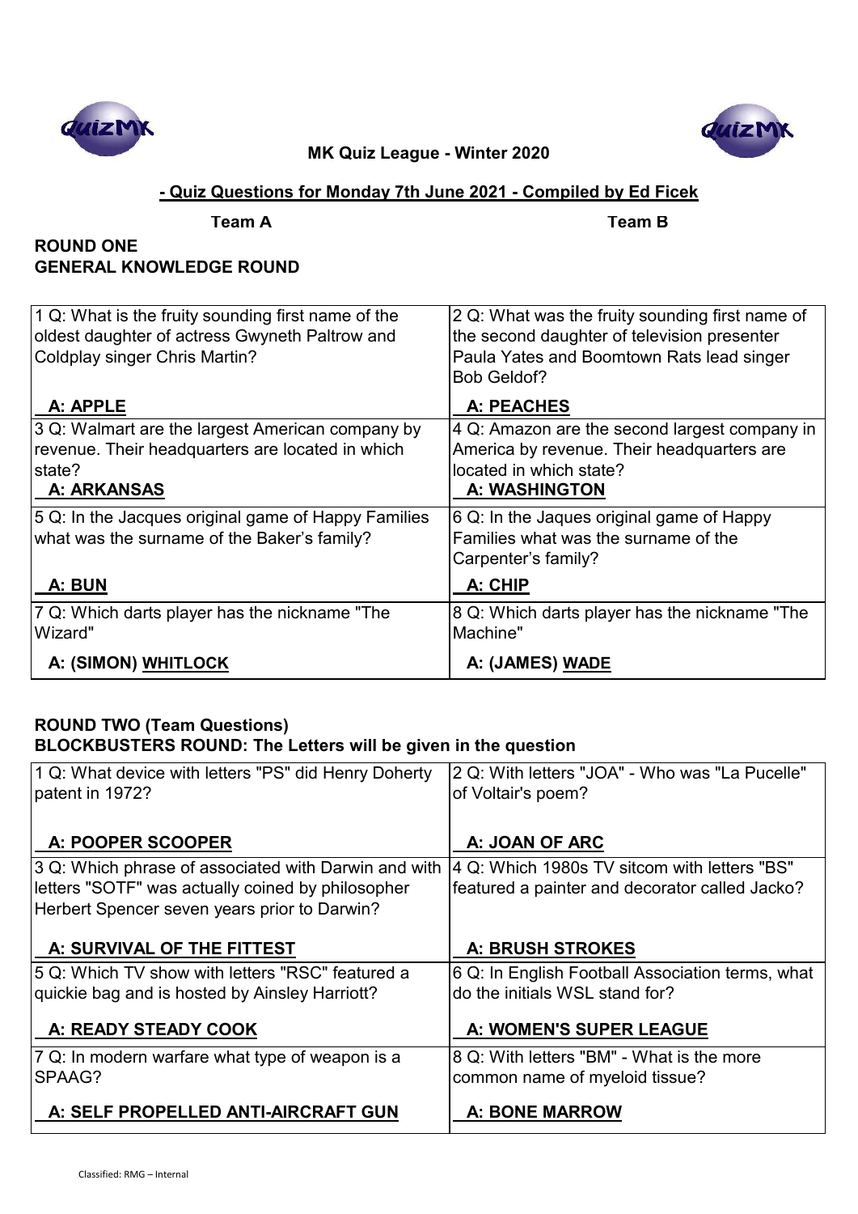**MK Quiz League - Winter 2020**

**- Quiz Questions for Monday 7th June 2021 - Compiled by Ed Ficek**

**Team A** **Team B**

## ROUND ONE
## GENERAL KNOWLEDGE ROUND

| Team A | Team B |
|---|---|
| 1 Q: What is the fruity sounding first name of the oldest daughter of actress Gwyneth Paltrow and Coldplay singer Chris Martin?<br><br>**A: APPLE** | 2 Q: What was the fruity sounding first name of the second daughter of television presenter Paula Yates and Boomtown Rats lead singer Bob Geldof?<br><br>**A: PEACHES** |
| 3 Q: Walmart are the largest American company by revenue. Their headquarters are located in which state?<br>**A: ARKANSAS** | 4 Q: Amazon are the second largest company in America by revenue. Their headquarters are located in which state?<br>**A: WASHINGTON** |
| 5 Q: In the Jacques original game of Happy Families what was the surname of the Baker's family?<br><br>**A: BUN** | 6 Q: In the Jaques original game of Happy Families what was the surname of the Carpenter's family?<br><br>**A: CHIP** |
| 7 Q: Which darts player has the nickname "The Wizard"<br><br>**A: (SIMON) WHITLOCK** | 8 Q: Which darts player has the nickname "The Machine"<br><br>**A: (JAMES) WADE** |

## ROUND TWO (Team Questions)
## BLOCKBUSTERS ROUND: The Letters will be given in the question

| Team A | Team B |
|---|---|
| 1 Q: What device with letters "PS" did Henry Doherty patent in 1972?<br><br>**A: POOPER SCOOPER** | 2 Q: With letters "JOA" - Who was "La Pucelle" of Voltair's poem?<br><br>**A: JOAN OF ARC** |
| 3 Q: Which phrase of associated with Darwin and with letters "SOTF" was actually coined by philosopher Herbert Spencer seven years prior to Darwin?<br><br>**A: SURVIVAL OF THE FITTEST** | 4 Q: Which 1980s TV sitcom with letters "BS" featured a painter and decorator called Jacko?<br><br>**A: BRUSH STROKES** |
| 5 Q: Which TV show with letters "RSC" featured a quickie bag and is hosted by Ainsley Harriott?<br><br>**A: READY STEADY COOK** | 6 Q: In English Football Association terms, what do the initials WSL stand for?<br><br>**A: WOMEN'S SUPER LEAGUE** |
| 7 Q: In modern warfare what type of weapon is a SPAAG?<br><br>**A: SELF PROPELLED ANTI-AIRCRAFT GUN** | 8 Q: With letters "BM" - What is the more common name of myeloid tissue?<br><br>**A: BONE MARROW** |

Classified: RMG – Internal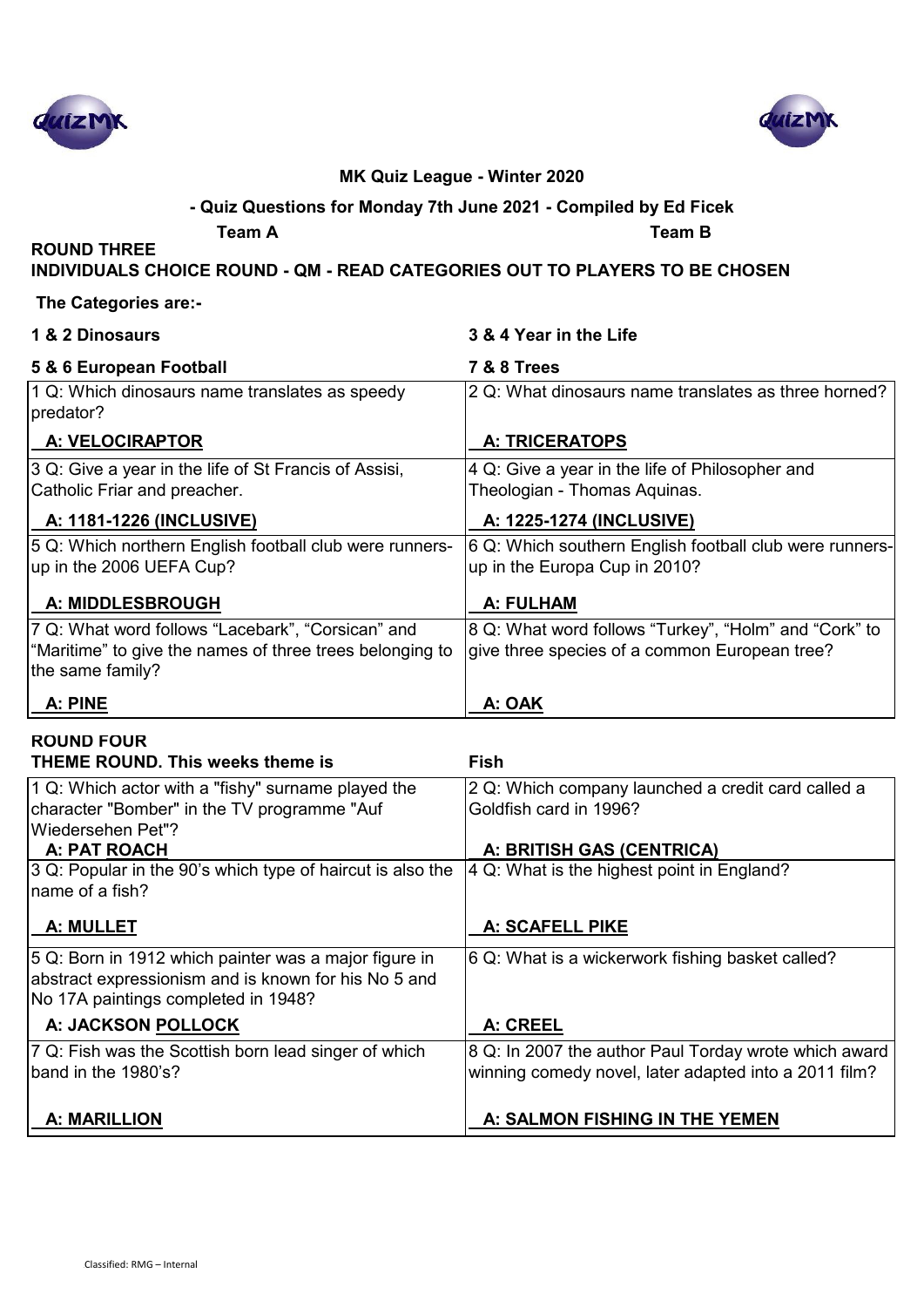**MK Quiz League - Winter 2020**

**- Quiz Questions for Monday 7th June 2021 - Compiled by Ed Ficek**

**Team A** | **Team B**

## ROUND THREE

**INDIVIDUALS CHOICE ROUND - QM - READ CATEGORIES OUT TO PLAYERS TO BE CHOSEN**

**The Categories are:-**

| | |
|---|---|
| **1 & 2 Dinosaurs** | **3 & 4 Year in the Life** |
| **5 & 6 European Football** | **7 & 8 Trees** |
| 1 Q: Which dinosaurs name translates as speedy predator?<br>**A: VELOCIRAPTOR** | 2 Q: What dinosaurs name translates as three horned?<br>**A: TRICERATOPS** |
| 3 Q: Give a year in the life of St Francis of Assisi, Catholic Friar and preacher.<br>**A: 1181-1226 (INCLUSIVE)** | 4 Q: Give a year in the life of Philosopher and Theologian - Thomas Aquinas.<br>**A: 1225-1274 (INCLUSIVE)** |
| 5 Q: Which northern English football club were runners-up in the 2006 UEFA Cup?<br>**A: MIDDLESBROUGH** | 6 Q: Which southern English football club were runners-up in the Europa Cup in 2010?<br>**A: FULHAM** |
| 7 Q: What word follows "Lacebark", "Corsican" and "Maritime" to give the names of three trees belonging to the same family?<br>**A: PINE** | 8 Q: What word follows "Turkey", "Holm" and "Cork" to give three species of a common European tree?<br>**A: OAK** |

## ROUND FOUR

**THEME ROUND. This weeks theme is** **Fish**

| | |
|---|---|
| 1 Q: Which actor with a "fishy" surname played the character "Bomber" in the TV programme "Auf Wiedersehen Pet"?<br>**A: PAT ROACH** | 2 Q: Which company launched a credit card called a Goldfish card in 1996?<br>**A: BRITISH GAS (CENTRICA)** |
| 3 Q: Popular in the 90's which type of haircut is also the name of a fish?<br>**A: MULLET** | 4 Q: What is the highest point in England?<br>**A: SCAFELL PIKE** |
| 5 Q: Born in 1912 which painter was a major figure in abstract expressionism and is known for his No 5 and No 17A paintings completed in 1948?<br>**A: JACKSON POLLOCK** | 6 Q: What is a wickerwork fishing basket called?<br>**A: CREEL** |
| 7 Q: Fish was the Scottish born lead singer of which band in the 1980's?<br>**A: MARILLION** | 8 Q: In 2007 the author Paul Torday wrote which award winning comedy novel, later adapted into a 2011 film?<br>**A: SALMON FISHING IN THE YEMEN** |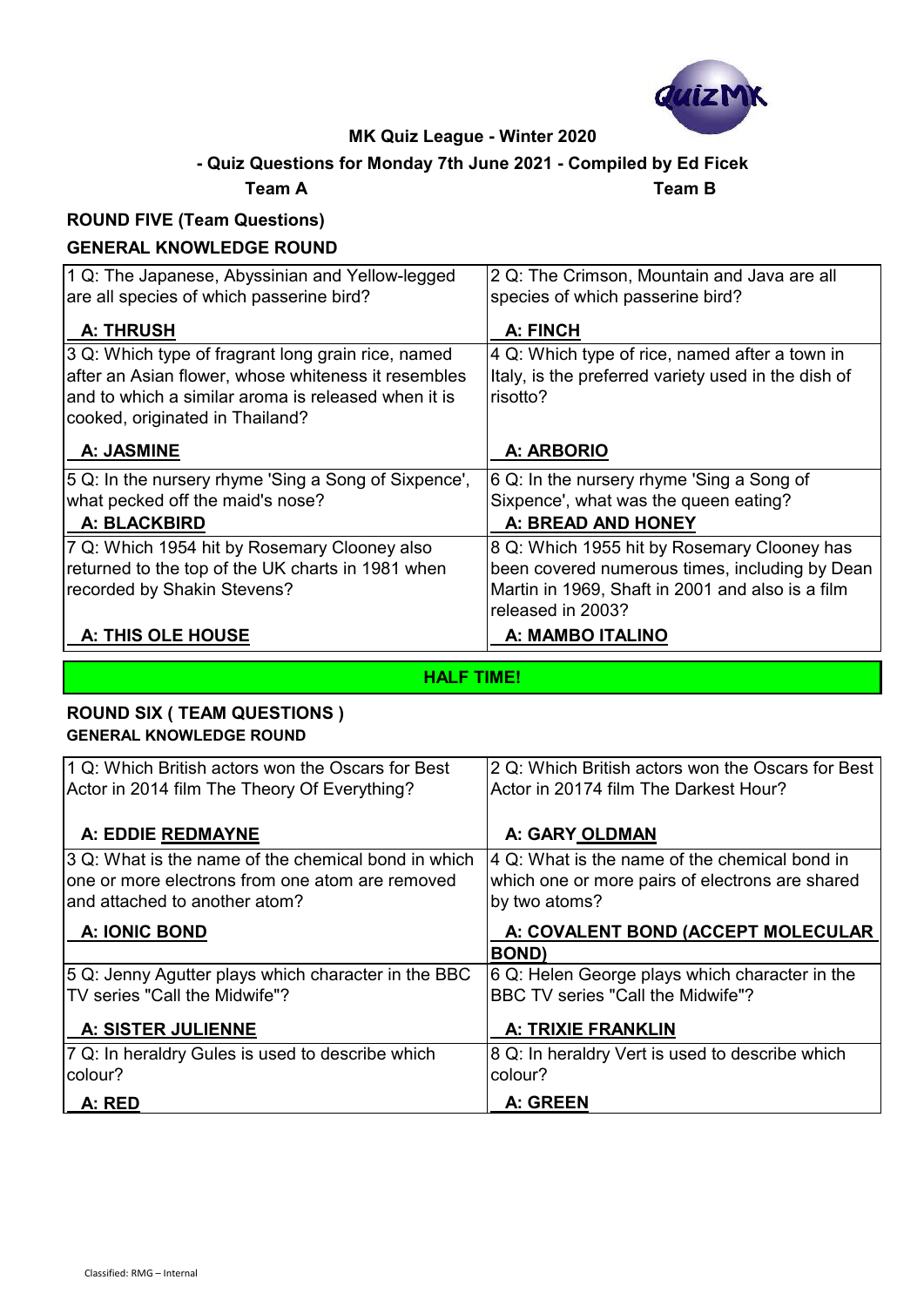**MK Quiz League - Winter 2020**

**- Quiz Questions for Monday 7th June 2021 - Compiled by Ed Ficek**

**Team A** **Team B**

### ROUND FIVE (Team Questions)

### GENERAL KNOWLEDGE ROUND

| Team A | Team B |
|---|---|
| 1 Q: The Japanese, Abyssinian and Yellow-legged are all species of which passerine bird?<br>**A: THRUSH** | 2 Q: The Crimson, Mountain and Java are all species of which passerine bird?<br>**A: FINCH** |
| 3 Q: Which type of fragrant long grain rice, named after an Asian flower, whose whiteness it resembles and to which a similar aroma is released when it is cooked, originated in Thailand?<br>**A: JASMINE** | 4 Q: Which type of rice, named after a town in Italy, is the preferred variety used in the dish of risotto?<br>**A: ARBORIO** |
| 5 Q: In the nursery rhyme 'Sing a Song of Sixpence', what pecked off the maid's nose?<br>**A: BLACKBIRD** | 6 Q: In the nursery rhyme 'Sing a Song of Sixpence', what was the queen eating?<br>**A: BREAD AND HONEY** |
| 7 Q: Which 1954 hit by Rosemary Clooney also returned to the top of the UK charts in 1981 when recorded by Shakin Stevens?<br>**A: THIS OLE HOUSE** | 8 Q: Which 1955 hit by Rosemary Clooney has been covered numerous times, including by Dean Martin in 1969, Shaft in 2001 and also is a film released in 2003?<br>**A: MAMBO ITALINO** |

**HALF TIME!**

### ROUND SIX ( TEAM QUESTIONS )

### GENERAL KNOWLEDGE ROUND

| Team A | Team B |
|---|---|
| 1 Q: Which British actors won the Oscars for Best Actor in 2014 film The Theory Of Everything?<br>**A: EDDIE REDMAYNE** | 2 Q: Which British actors won the Oscars for Best Actor in 20174 film The Darkest Hour?<br>**A: GARY OLDMAN** |
| 3 Q: What is the name of the chemical bond in which one or more electrons from one atom are removed and attached to another atom?<br>**A: IONIC BOND** | 4 Q: What is the name of the chemical bond in which one or more pairs of electrons are shared by two atoms?<br>**A: COVALENT BOND (ACCEPT MOLECULAR BOND)** |
| 5 Q: Jenny Agutter plays which character in the BBC TV series "Call the Midwife"?<br>**A: SISTER JULIENNE** | 6 Q: Helen George plays which character in the BBC TV series "Call the Midwife"?<br>**A: TRIXIE FRANKLIN** |
| 7 Q: In heraldry Gules is used to describe which colour?<br>**A: RED** | 8 Q: In heraldry Vert is used to describe which colour?<br>**A: GREEN** |

Classified: RMG – Internal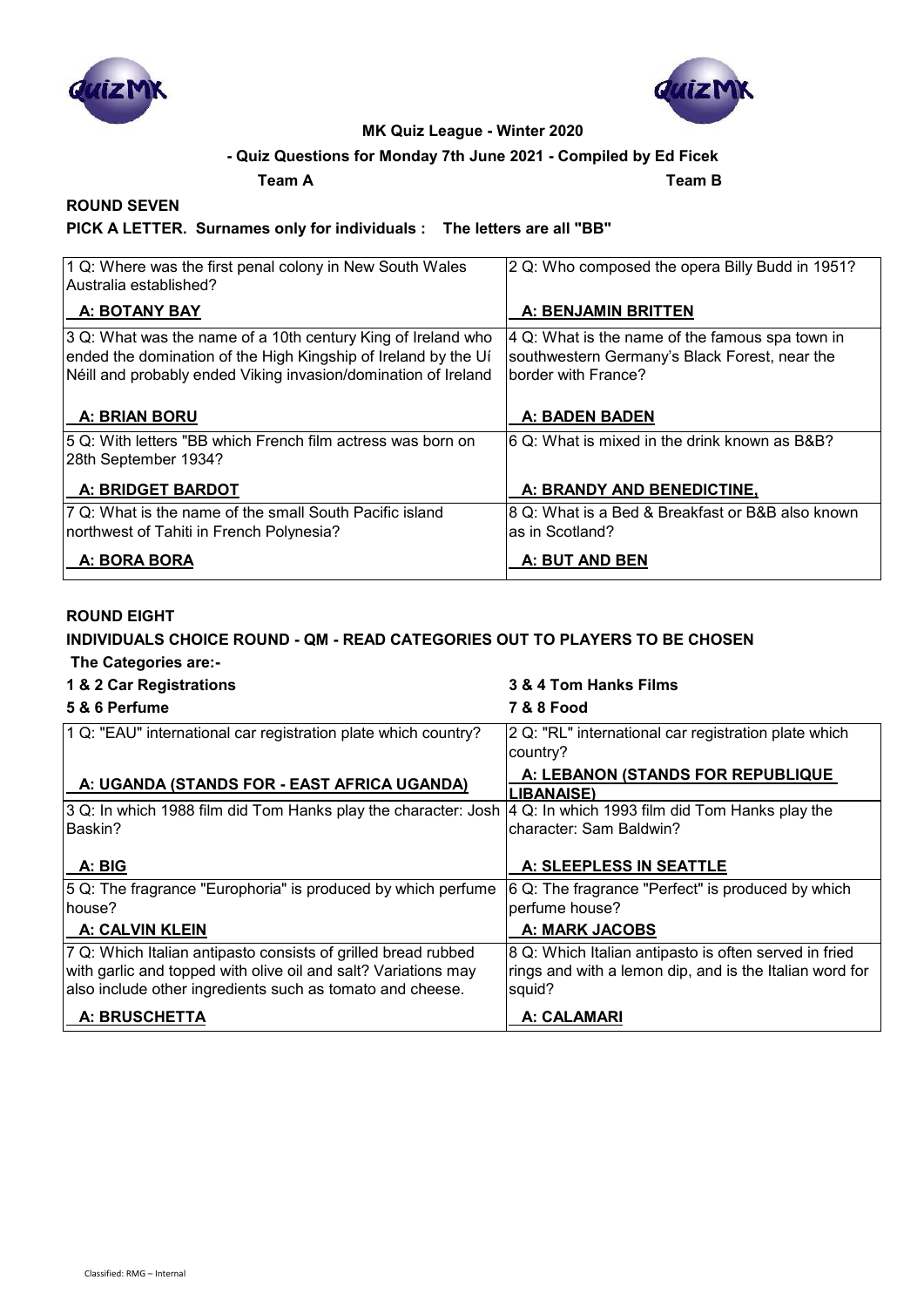**MK Quiz League - Winter 2020**

**- Quiz Questions for Monday 7th June 2021 - Compiled by Ed Ficek**

**Team A** **Team B**

## ROUND SEVEN

**PICK A LETTER. Surnames only for individuals : The letters are all "BB"**

| Team A | Team B |
|---|---|
| 1 Q: Where was the first penal colony in New South Wales Australia established? | 2 Q: Who composed the opera Billy Budd in 1951? |
| **A: BOTANY BAY** | **A: BENJAMIN BRITTEN** |
| 3 Q: What was the name of a 10th century King of Ireland who ended the domination of the High Kingship of Ireland by the Uí Néill and probably ended Viking invasion/domination of Ireland | 4 Q: What is the name of the famous spa town in southwestern Germany's Black Forest, near the border with France? |
| **A: BRIAN BORU** | **A: BADEN BADEN** |
| 5 Q: With letters "BB which French film actress was born on 28th September 1934? | 6 Q: What is mixed in the drink known as B&B? |
| **A: BRIDGET BARDOT** | **A: BRANDY AND BENEDICTINE,** |
| 7 Q: What is the name of the small South Pacific island northwest of Tahiti in French Polynesia? | 8 Q: What is a Bed & Breakfast or B&B also known as in Scotland? |
| **A: BORA BORA** | **A: BUT AND BEN** |

## ROUND EIGHT

**INDIVIDUALS CHOICE ROUND - QM - READ CATEGORIES OUT TO PLAYERS TO BE CHOSEN**

**The Categories are:-**

**1 & 2 Car Registrations** **3 & 4 Tom Hanks Films**

**5 & 6 Perfume** **7 & 8 Food**

| Team A | Team B |
|---|---|
| 1 Q: "EAU" international car registration plate which country? | 2 Q: "RL" international car registration plate which country? |
| **A: UGANDA (STANDS FOR - EAST AFRICA UGANDA)** | **A: LEBANON (STANDS FOR REPUBLIQUE LIBANAISE)** |
| 3 Q: In which 1988 film did Tom Hanks play the character: Josh Baskin? | 4 Q: In which 1993 film did Tom Hanks play the character: Sam Baldwin? |
| **A: BIG** | **A: SLEEPLESS IN SEATTLE** |
| 5 Q: The fragrance "Europhoria" is produced by which perfume house? | 6 Q: The fragrance "Perfect" is produced by which perfume house? |
| **A: CALVIN KLEIN** | **A: MARK JACOBS** |
| 7 Q: Which Italian antipasto consists of grilled bread rubbed with garlic and topped with olive oil and salt? Variations may also include other ingredients such as tomato and cheese. | 8 Q: Which Italian antipasto is often served in fried rings and with a lemon dip, and is the Italian word for squid? |
| **A: BRUSCHETTA** | **A: CALAMARI** |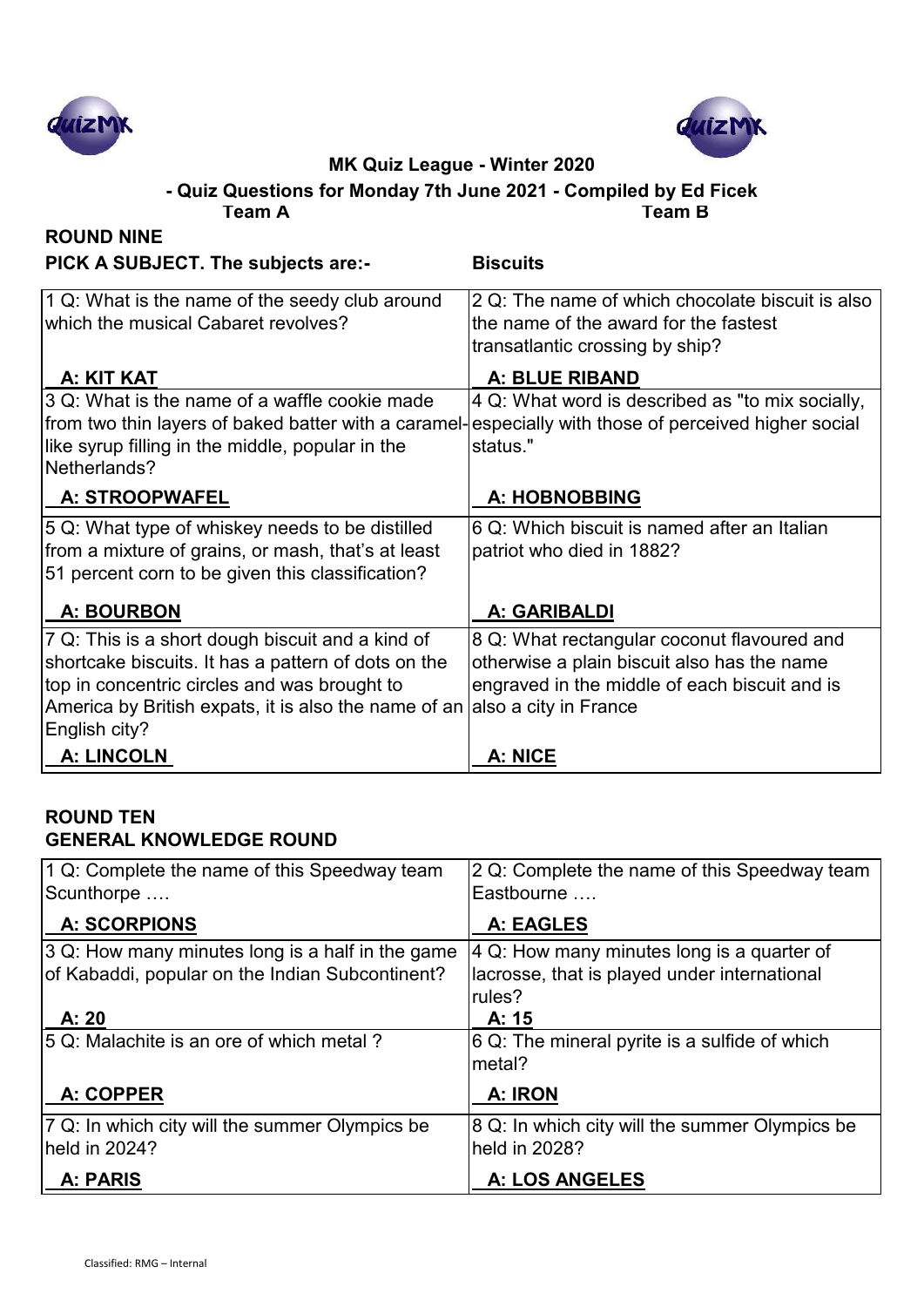**MK Quiz League - Winter 2020**

**- Quiz Questions for Monday 7th June 2021 - Compiled by Ed Ficek**

**Team A** | **Team B**

## ROUND NINE

**PICK A SUBJECT. The subjects are:-** **Biscuits**

| Team A | Team B |
|---|---|
| 1 Q: What is the name of the seedy club around which the musical Cabaret revolves?<br><br>**A: KIT KAT** | 2 Q: The name of which chocolate biscuit is also the name of the award for the fastest transatlantic crossing by ship?<br><br>**A: BLUE RIBAND** |
| 3 Q: What is the name of a waffle cookie made from two thin layers of baked batter with a caramel-like syrup filling in the middle, popular in the Netherlands?<br><br>**A: STROOPWAFEL** | 4 Q: What word is described as "to mix socially, especially with those of perceived higher social status."<br><br>**A: HOBNOBBING** |
| 5 Q: What type of whiskey needs to be distilled from a mixture of grains, or mash, that's at least 51 percent corn to be given this classification?<br><br>**A: BOURBON** | 6 Q: Which biscuit is named after an Italian patriot who died in 1882?<br><br>**A: GARIBALDI** |
| 7 Q: This is a short dough biscuit and a kind of shortcake biscuits. It has a pattern of dots on the top in concentric circles and was brought to America by British expats, it is also the name of an English city?<br><br>**A: LINCOLN** | 8 Q: What rectangular coconut flavoured and otherwise a plain biscuit also has the name engraved in the middle of each biscuit and is also a city in France<br><br>**A: NICE** |

## ROUND TEN

## GENERAL KNOWLEDGE ROUND

| Team A | Team B |
|---|---|
| 1 Q: Complete the name of this Speedway team Scunthorpe ….<br><br>**A: SCORPIONS** | 2 Q: Complete the name of this Speedway team Eastbourne ….<br><br>**A: EAGLES** |
| 3 Q: How many minutes long is a half in the game of Kabaddi, popular on the Indian Subcontinent?<br><br>**A: 20** | 4 Q: How many minutes long is a quarter of lacrosse, that is played under international rules?<br><br>**A: 15** |
| 5 Q: Malachite is an ore of which metal ?<br><br>**A: COPPER** | 6 Q: The mineral pyrite is a sulfide of which metal?<br><br>**A: IRON** |
| 7 Q: In which city will the summer Olympics be held in 2024?<br><br>**A: PARIS** | 8 Q: In which city will the summer Olympics be held in 2028?<br><br>**A: LOS ANGELES** |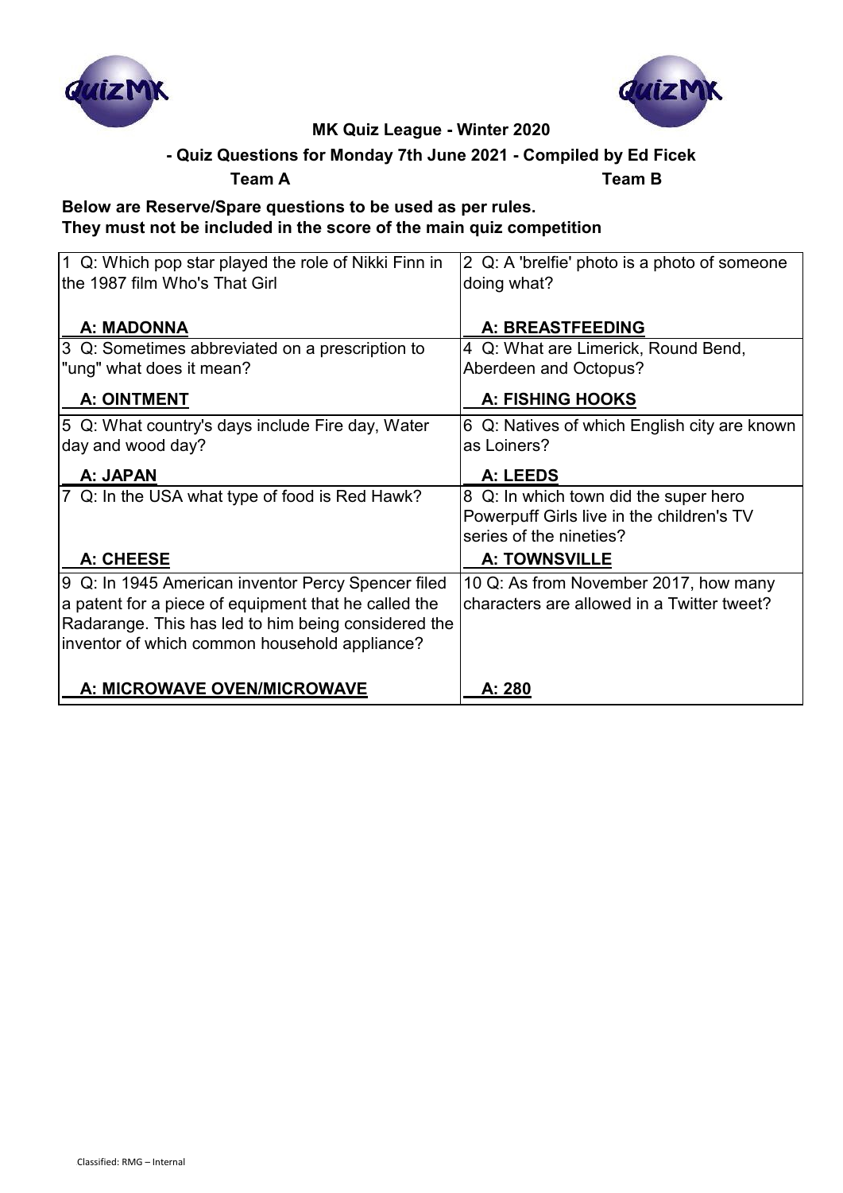**MK Quiz League - Winter 2020**

**- Quiz Questions for Monday 7th June 2021 - Compiled by Ed Ficek**

**Team A** **Team B**

**Below are Reserve/Spare questions to be used as per rules.**
**They must not be included in the score of the main quiz competition**

| | |
|---|---|
| 1 Q: Which pop star played the role of Nikki Finn in the 1987 film Who's That Girl<br>**A: MADONNA** | 2 Q: A 'brelfie' photo is a photo of someone doing what?<br>**A: BREASTFEEDING** |
| 3 Q: Sometimes abbreviated on a prescription to "ung" what does it mean?<br>**A: OINTMENT** | 4 Q: What are Limerick, Round Bend, Aberdeen and Octopus?<br>**A: FISHING HOOKS** |
| 5 Q: What country's days include Fire day, Water day and wood day?<br>**A: JAPAN** | 6 Q: Natives of which English city are known as Loiners?<br>**A: LEEDS** |
| 7 Q: In the USA what type of food is Red Hawk?<br>**A: CHEESE** | 8 Q: In which town did the super hero Powerpuff Girls live in the children's TV series of the nineties?<br>**A: TOWNSVILLE** |
| 9 Q: In 1945 American inventor Percy Spencer filed a patent for a piece of equipment that he called the Radarange. This has led to him being considered the inventor of which common household appliance?<br>**A: MICROWAVE OVEN/MICROWAVE** | 10 Q: As from November 2017, how many characters are allowed in a Twitter tweet?<br>**A: 280** |